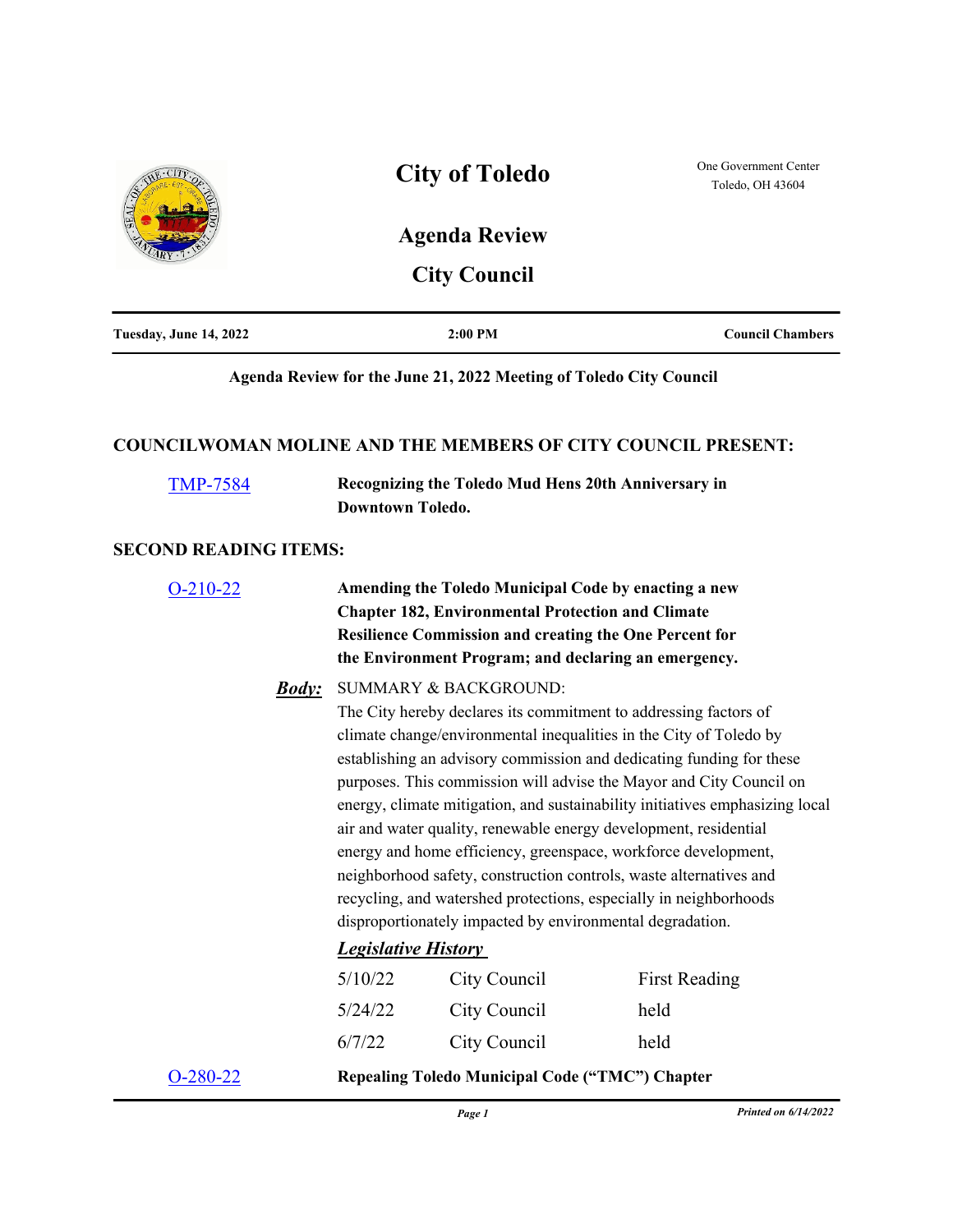# City of Toledo

One Government Center
Toledo, OH 43604

## Agenda Review

## City Council

| Tuesday, June 14, 2022 | 2:00 PM | Council Chambers |
| --- | --- | --- |

**Agenda Review for the June 21, 2022 Meeting of Toledo City Council**

### COUNCILWOMAN MOLINE AND THE MEMBERS OF CITY COUNCIL PRESENT:

TMP-7584 **Recognizing the Toledo Mud Hens 20th Anniversary in Downtown Toledo.**

### SECOND READING ITEMS:

O-210-22 **Amending the Toledo Municipal Code by enacting a new Chapter 182, Environmental Protection and Climate Resilience Commission and creating the One Percent for the Environment Program; and declaring an emergency.**

***Body:*** SUMMARY & BACKGROUND:

The City hereby declares its commitment to addressing factors of climate change/environmental inequalities in the City of Toledo by establishing an advisory commission and dedicating funding for these purposes. This commission will advise the Mayor and City Council on energy, climate mitigation, and sustainability initiatives emphasizing local air and water quality, renewable energy development, residential energy and home efficiency, greenspace, workforce development, neighborhood safety, construction controls, waste alternatives and recycling, and watershed protections, especially in neighborhoods disproportionately impacted by environmental degradation.

***Legislative History***

| | | |
| --- | --- | --- |
| 5/10/22 | City Council | First Reading |
| 5/24/22 | City Council | held |
| 6/7/22 | City Council | held |

O-280-22 **Repealing Toledo Municipal Code ("TMC") Chapter**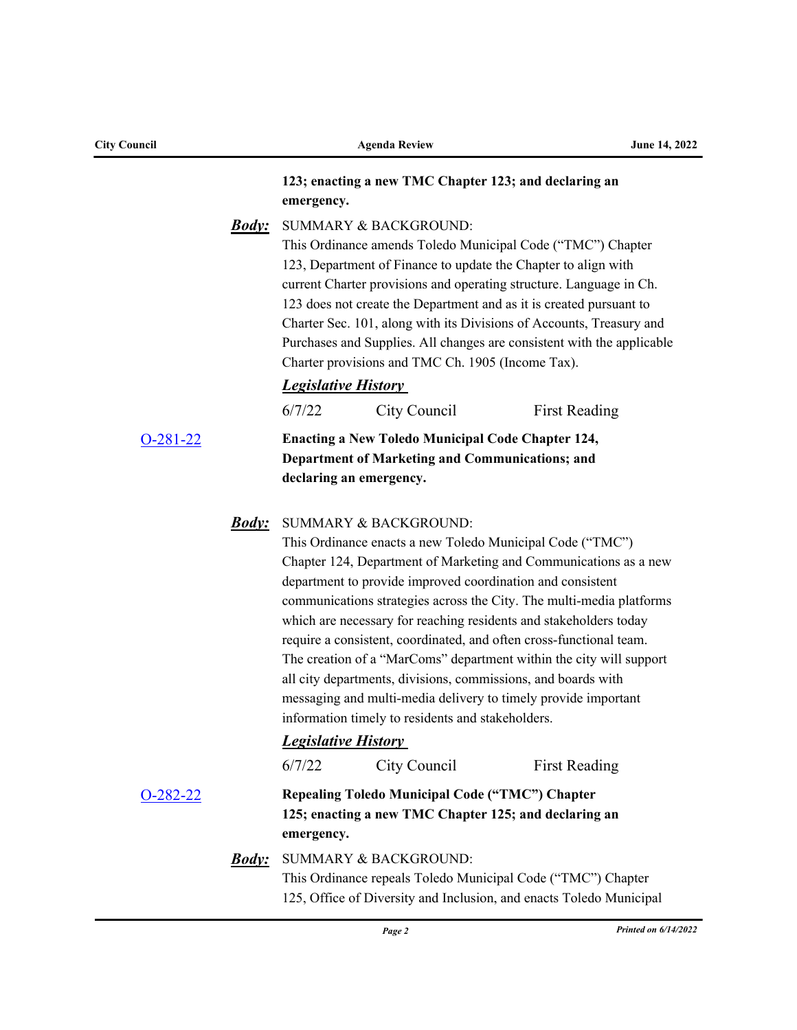**123; enacting a new TMC Chapter 123; and declaring an emergency.**

***Body:*** SUMMARY & BACKGROUND:
This Ordinance amends Toledo Municipal Code ("TMC") Chapter 123, Department of Finance to update the Chapter to align with current Charter provisions and operating structure. Language in Ch. 123 does not create the Department and as it is created pursuant to Charter Sec. 101, along with its Divisions of Accounts, Treasury and Purchases and Supplies. All changes are consistent with the applicable Charter provisions and TMC Ch. 1905 (Income Tax).

***Legislative History***

| | | |
|---|---|---|
| 6/7/22 | City Council | First Reading |

O-281-22 **Enacting a New Toledo Municipal Code Chapter 124, Department of Marketing and Communications; and declaring an emergency.**

***Body:*** SUMMARY & BACKGROUND:
This Ordinance enacts a new Toledo Municipal Code ("TMC") Chapter 124, Department of Marketing and Communications as a new department to provide improved coordination and consistent communications strategies across the City. The multi-media platforms which are necessary for reaching residents and stakeholders today require a consistent, coordinated, and often cross-functional team. The creation of a "MarComs" department within the city will support all city departments, divisions, commissions, and boards with messaging and multi-media delivery to timely provide important information timely to residents and stakeholders.

***Legislative History***

| | | |
|---|---|---|
| 6/7/22 | City Council | First Reading |

O-282-22 **Repealing Toledo Municipal Code ("TMC") Chapter 125; enacting a new TMC Chapter 125; and declaring an emergency.**

***Body:*** SUMMARY & BACKGROUND:
This Ordinance repeals Toledo Municipal Code ("TMC") Chapter 125, Office of Diversity and Inclusion, and enacts Toledo Municipal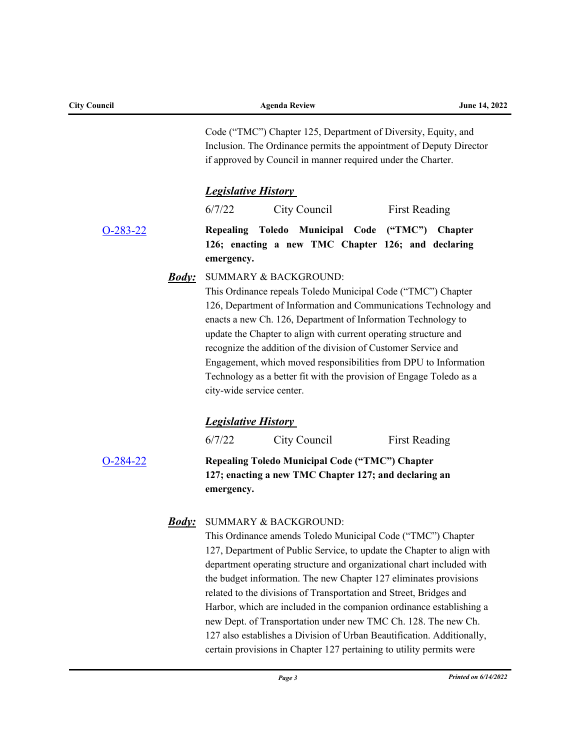Code ("TMC") Chapter 125, Department of Diversity, Equity, and Inclusion. The Ordinance permits the appointment of Deputy Director if approved by Council in manner required under the Charter.

***Legislative History***

| | | |
|---|---|---|
| 6/7/22 | City Council | First Reading |

[O-283-22](O-283-22) **Repealing Toledo Municipal Code ("TMC") Chapter 126; enacting a new TMC Chapter 126; and declaring emergency.**

***Body:*** SUMMARY & BACKGROUND:

This Ordinance repeals Toledo Municipal Code ("TMC") Chapter 126, Department of Information and Communications Technology and enacts a new Ch. 126, Department of Information Technology to update the Chapter to align with current operating structure and recognize the addition of the division of Customer Service and Engagement, which moved responsibilities from DPU to Information Technology as a better fit with the provision of Engage Toledo as a city-wide service center.

***Legislative History***

| | | |
|---|---|---|
| 6/7/22 | City Council | First Reading |

[O-284-22](O-284-22) **Repealing Toledo Municipal Code ("TMC") Chapter 127; enacting a new TMC Chapter 127; and declaring an emergency.**

***Body:*** SUMMARY & BACKGROUND:

This Ordinance amends Toledo Municipal Code ("TMC") Chapter 127, Department of Public Service, to update the Chapter to align with department operating structure and organizational chart included with the budget information. The new Chapter 127 eliminates provisions related to the divisions of Transportation and Street, Bridges and Harbor, which are included in the companion ordinance establishing a new Dept. of Transportation under new TMC Ch. 128. The new Ch. 127 also establishes a Division of Urban Beautification. Additionally, certain provisions in Chapter 127 pertaining to utility permits were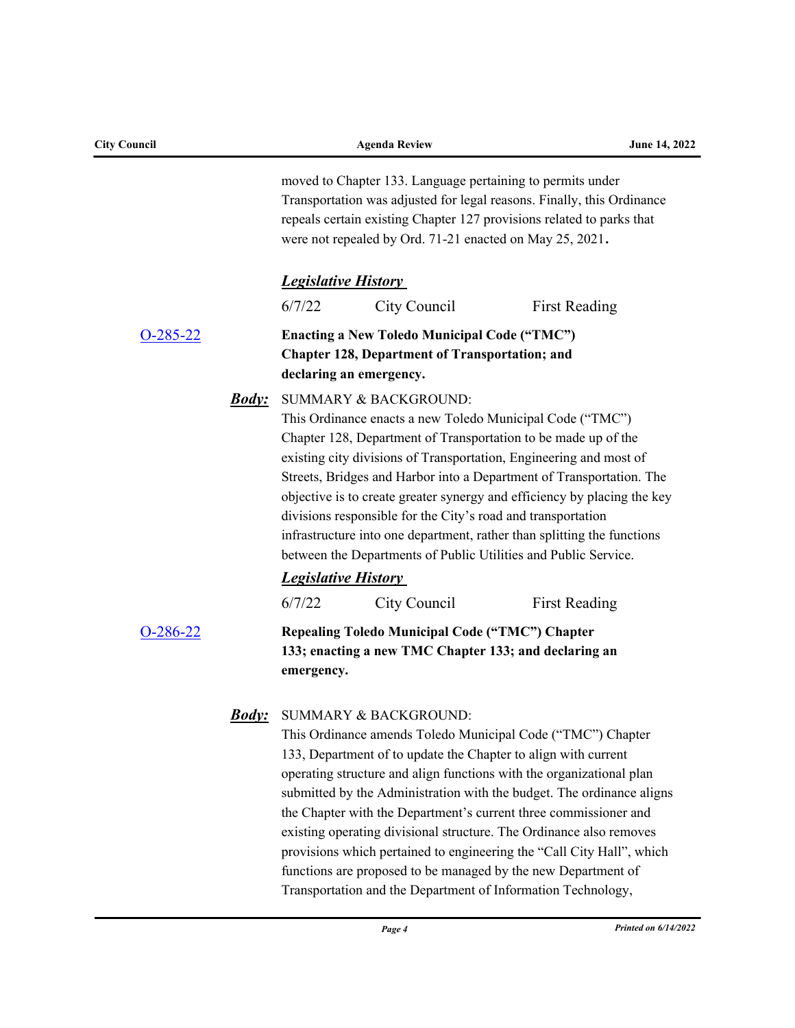moved to Chapter 133. Language pertaining to permits under Transportation was adjusted for legal reasons. Finally, this Ordinance repeals certain existing Chapter 127 provisions related to parks that were not repealed by Ord. 71-21 enacted on May 25, 2021.

***Legislative History***

| | | |
|---|---|---|
| 6/7/22 | City Council | First Reading |

O-285-22

**Enacting a New Toledo Municipal Code ("TMC") Chapter 128, Department of Transportation; and declaring an emergency.**

***Body:*** SUMMARY & BACKGROUND:

This Ordinance enacts a new Toledo Municipal Code ("TMC") Chapter 128, Department of Transportation to be made up of the existing city divisions of Transportation, Engineering and most of Streets, Bridges and Harbor into a Department of Transportation. The objective is to create greater synergy and efficiency by placing the key divisions responsible for the City's road and transportation infrastructure into one department, rather than splitting the functions between the Departments of Public Utilities and Public Service.

***Legislative History***

| | | |
|---|---|---|
| 6/7/22 | City Council | First Reading |

O-286-22

**Repealing Toledo Municipal Code ("TMC") Chapter 133; enacting a new TMC Chapter 133; and declaring an emergency.**

***Body:*** SUMMARY & BACKGROUND:

This Ordinance amends Toledo Municipal Code ("TMC") Chapter 133, Department of to update the Chapter to align with current operating structure and align functions with the organizational plan submitted by the Administration with the budget. The ordinance aligns the Chapter with the Department's current three commissioner and existing operating divisional structure. The Ordinance also removes provisions which pertained to engineering the "Call City Hall", which functions are proposed to be managed by the new Department of Transportation and the Department of Information Technology,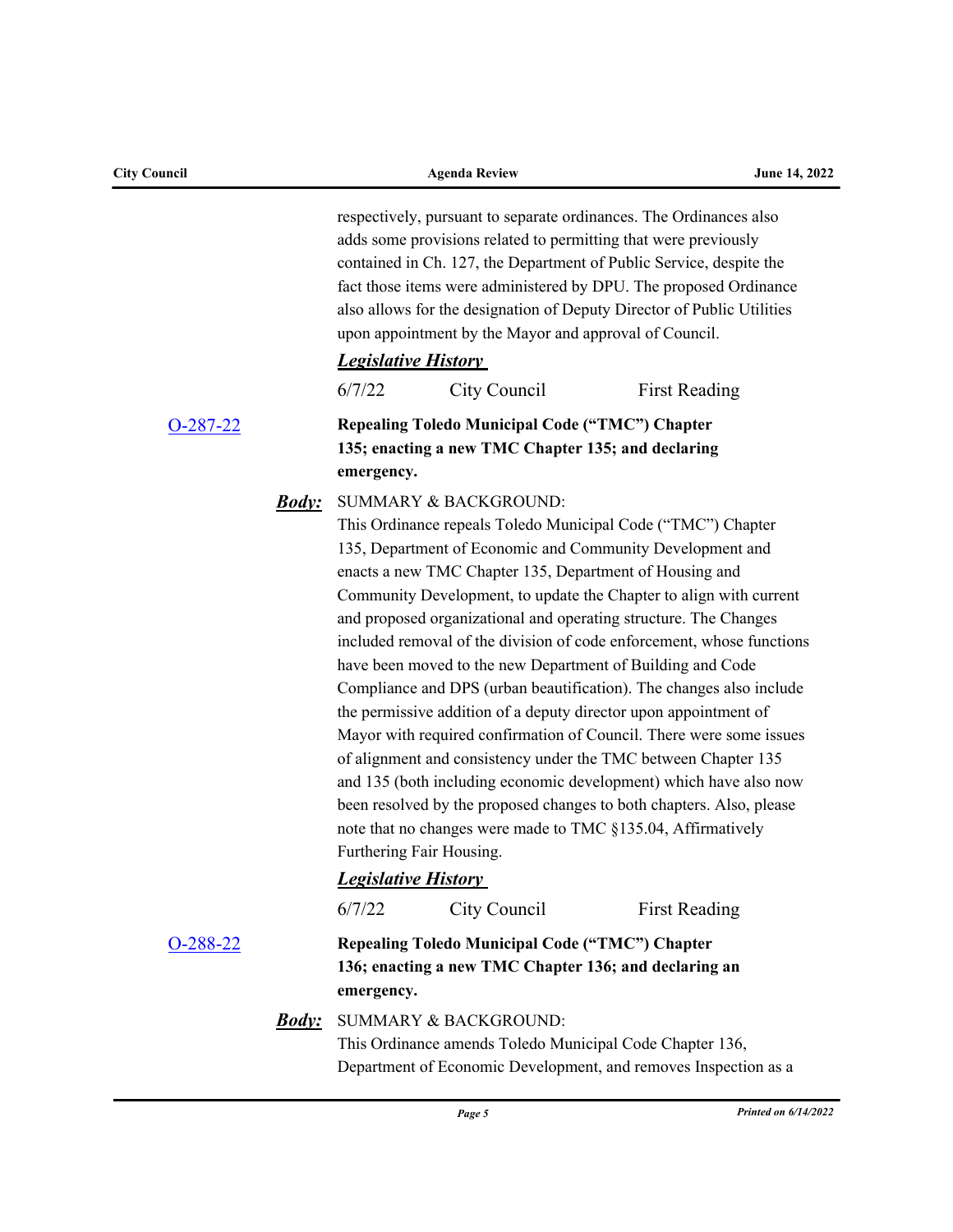respectively, pursuant to separate ordinances. The Ordinances also adds some provisions related to permitting that were previously contained in Ch. 127, the Department of Public Service, despite the fact those items were administered by DPU. The proposed Ordinance also allows for the designation of Deputy Director of Public Utilities upon appointment by the Mayor and approval of Council.

***Legislative History***

| | | |
|---|---|---|
| 6/7/22 | City Council | First Reading |

[O-287-22](#)

**Repealing Toledo Municipal Code ("TMC") Chapter 135; enacting a new TMC Chapter 135; and declaring emergency.**

***Body:*** SUMMARY & BACKGROUND:

This Ordinance repeals Toledo Municipal Code ("TMC") Chapter 135, Department of Economic and Community Development and enacts a new TMC Chapter 135, Department of Housing and Community Development, to update the Chapter to align with current and proposed organizational and operating structure. The Changes included removal of the division of code enforcement, whose functions have been moved to the new Department of Building and Code Compliance and DPS (urban beautification). The changes also include the permissive addition of a deputy director upon appointment of Mayor with required confirmation of Council. There were some issues of alignment and consistency under the TMC between Chapter 135 and 135 (both including economic development) which have also now been resolved by the proposed changes to both chapters. Also, please note that no changes were made to TMC §135.04, Affirmatively Furthering Fair Housing.

***Legislative History***

| | | |
|---|---|---|
| 6/7/22 | City Council | First Reading |

[O-288-22](#)

**Repealing Toledo Municipal Code ("TMC") Chapter 136; enacting a new TMC Chapter 136; and declaring an emergency.**

***Body:*** SUMMARY & BACKGROUND:

This Ordinance amends Toledo Municipal Code Chapter 136, Department of Economic Development, and removes Inspection as a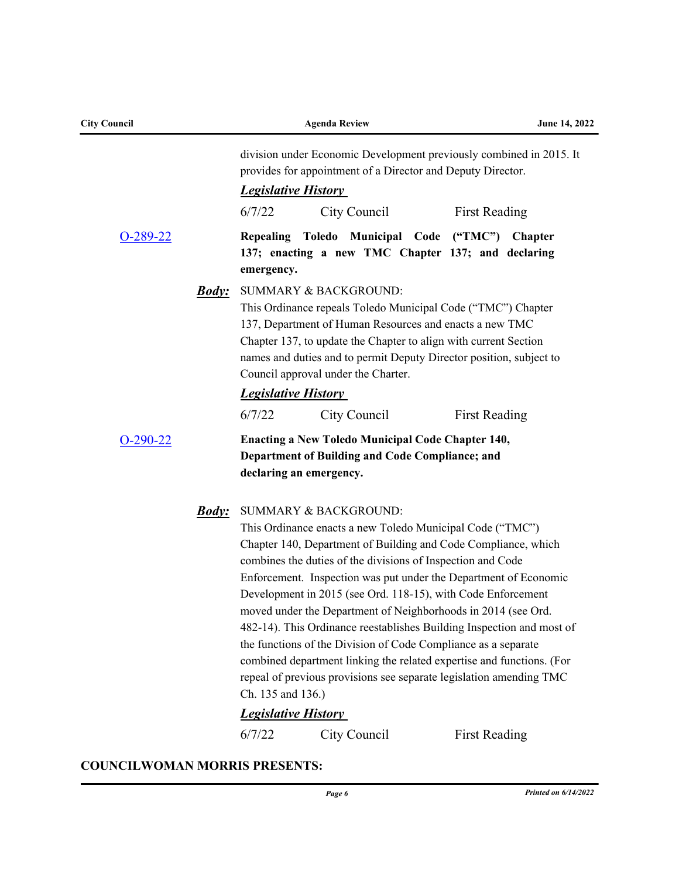division under Economic Development previously combined in 2015. It provides for appointment of a Director and Deputy Director.

***Legislative History***

| | | |
|---|---|---|
| 6/7/22 | City Council | First Reading |

O-289-22

**Repealing Toledo Municipal Code ("TMC") Chapter 137; enacting a new TMC Chapter 137; and declaring emergency.**

***Body:*** SUMMARY & BACKGROUND:

This Ordinance repeals Toledo Municipal Code ("TMC") Chapter 137, Department of Human Resources and enacts a new TMC Chapter 137, to update the Chapter to align with current Section names and duties and to permit Deputy Director position, subject to Council approval under the Charter.

***Legislative History***

| | | |
|---|---|---|
| 6/7/22 | City Council | First Reading |

O-290-22

**Enacting a New Toledo Municipal Code Chapter 140, Department of Building and Code Compliance; and declaring an emergency.**

***Body:*** SUMMARY & BACKGROUND:

This Ordinance enacts a new Toledo Municipal Code ("TMC") Chapter 140, Department of Building and Code Compliance, which combines the duties of the divisions of Inspection and Code Enforcement. Inspection was put under the Department of Economic Development in 2015 (see Ord. 118-15), with Code Enforcement moved under the Department of Neighborhoods in 2014 (see Ord. 482-14). This Ordinance reestablishes Building Inspection and most of the functions of the Division of Code Compliance as a separate combined department linking the related expertise and functions. (For repeal of previous provisions see separate legislation amending TMC Ch. 135 and 136.)

***Legislative History***

| | | |
|---|---|---|
| 6/7/22 | City Council | First Reading |

**COUNCILWOMAN MORRIS PRESENTS:**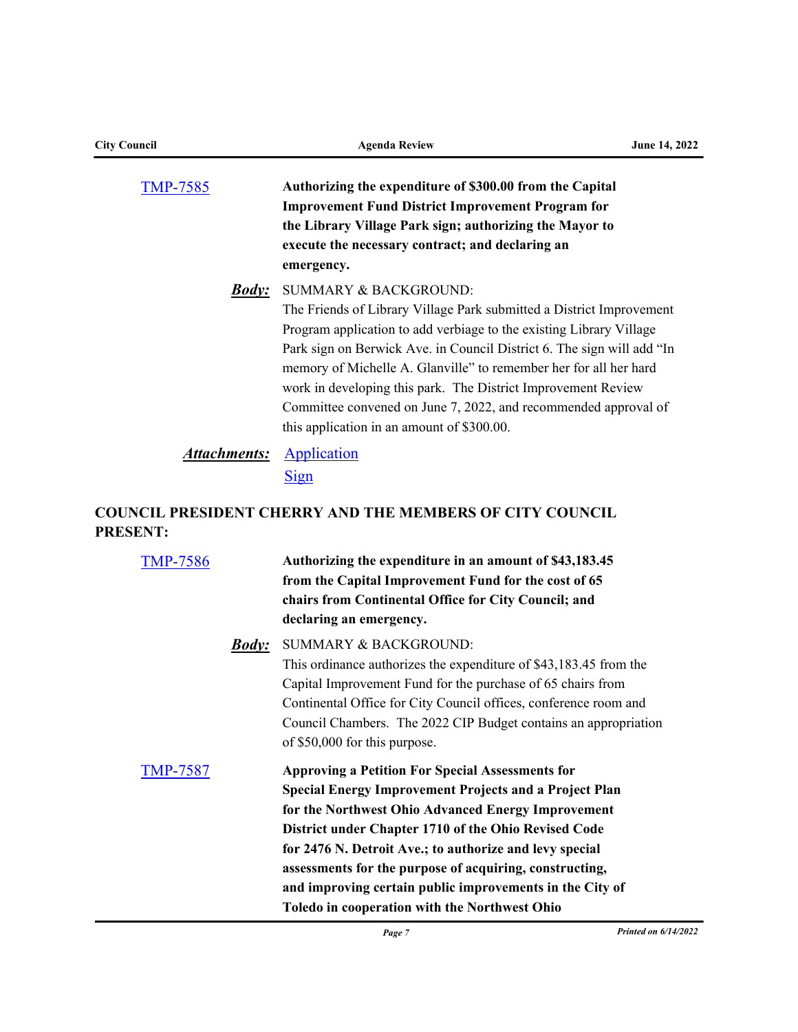[TMP-7585]

**Authorizing the expenditure of $300.00 from the Capital Improvement Fund District Improvement Program for the Library Village Park sign; authorizing the Mayor to execute the necessary contract; and declaring an emergency.**

***Body:*** SUMMARY & BACKGROUND:
The Friends of Library Village Park submitted a District Improvement Program application to add verbiage to the existing Library Village Park sign on Berwick Ave. in Council District 6. The sign will add "In memory of Michelle A. Glanville" to remember her for all her hard work in developing this park. The District Improvement Review Committee convened on June 7, 2022, and recommended approval of this application in an amount of $300.00.

***Attachments:*** Application
Sign

## COUNCIL PRESIDENT CHERRY AND THE MEMBERS OF CITY COUNCIL PRESENT:

[TMP-7586]

**Authorizing the expenditure in an amount of $43,183.45 from the Capital Improvement Fund for the cost of 65 chairs from Continental Office for City Council; and declaring an emergency.**

***Body:*** SUMMARY & BACKGROUND:
This ordinance authorizes the expenditure of $43,183.45 from the Capital Improvement Fund for the purchase of 65 chairs from Continental Office for City Council offices, conference room and Council Chambers. The 2022 CIP Budget contains an appropriation of $50,000 for this purpose.

[TMP-7587]

**Approving a Petition For Special Assessments for Special Energy Improvement Projects and a Project Plan for the Northwest Ohio Advanced Energy Improvement District under Chapter 1710 of the Ohio Revised Code for 2476 N. Detroit Ave.; to authorize and levy special assessments for the purpose of acquiring, constructing, and improving certain public improvements in the City of Toledo in cooperation with the Northwest Ohio**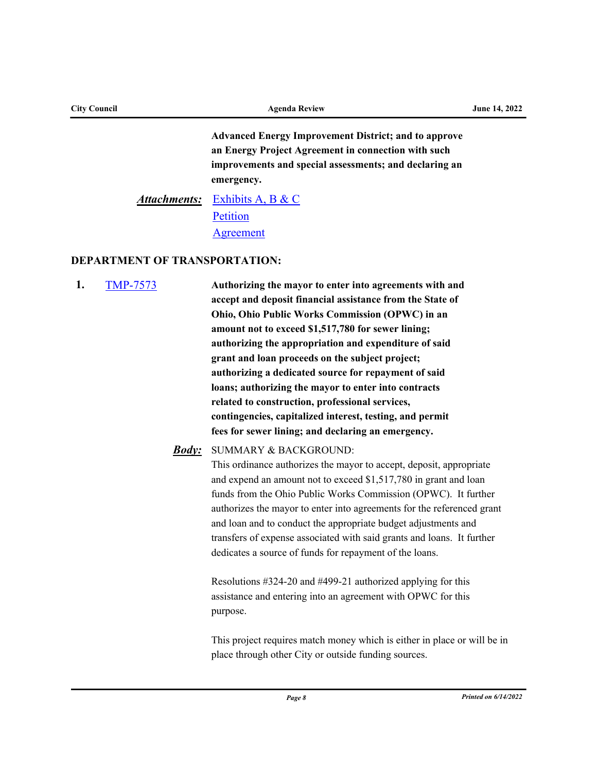**Advanced Energy Improvement District; and to approve an Energy Project Agreement in connection with such improvements and special assessments; and declaring an emergency.**

***Attachments:*** Exhibits A, B & C
Petition
Agreement

## DEPARTMENT OF TRANSPORTATION:

**1.** TMP-7573 **Authorizing the mayor to enter into agreements with and accept and deposit financial assistance from the State of Ohio, Ohio Public Works Commission (OPWC) in an amount not to exceed $1,517,780 for sewer lining; authorizing the appropriation and expenditure of said grant and loan proceeds on the subject project; authorizing a dedicated source for repayment of said loans; authorizing the mayor to enter into contracts related to construction, professional services, contingencies, capitalized interest, testing, and permit fees for sewer lining; and declaring an emergency.**

***Body:*** SUMMARY & BACKGROUND:
This ordinance authorizes the mayor to accept, deposit, appropriate and expend an amount not to exceed $1,517,780 in grant and loan funds from the Ohio Public Works Commission (OPWC). It further authorizes the mayor to enter into agreements for the referenced grant and loan and to conduct the appropriate budget adjustments and transfers of expense associated with said grants and loans. It further dedicates a source of funds for repayment of the loans.

Resolutions #324-20 and #499-21 authorized applying for this assistance and entering into an agreement with OPWC for this purpose.

This project requires match money which is either in place or will be in place through other City or outside funding sources.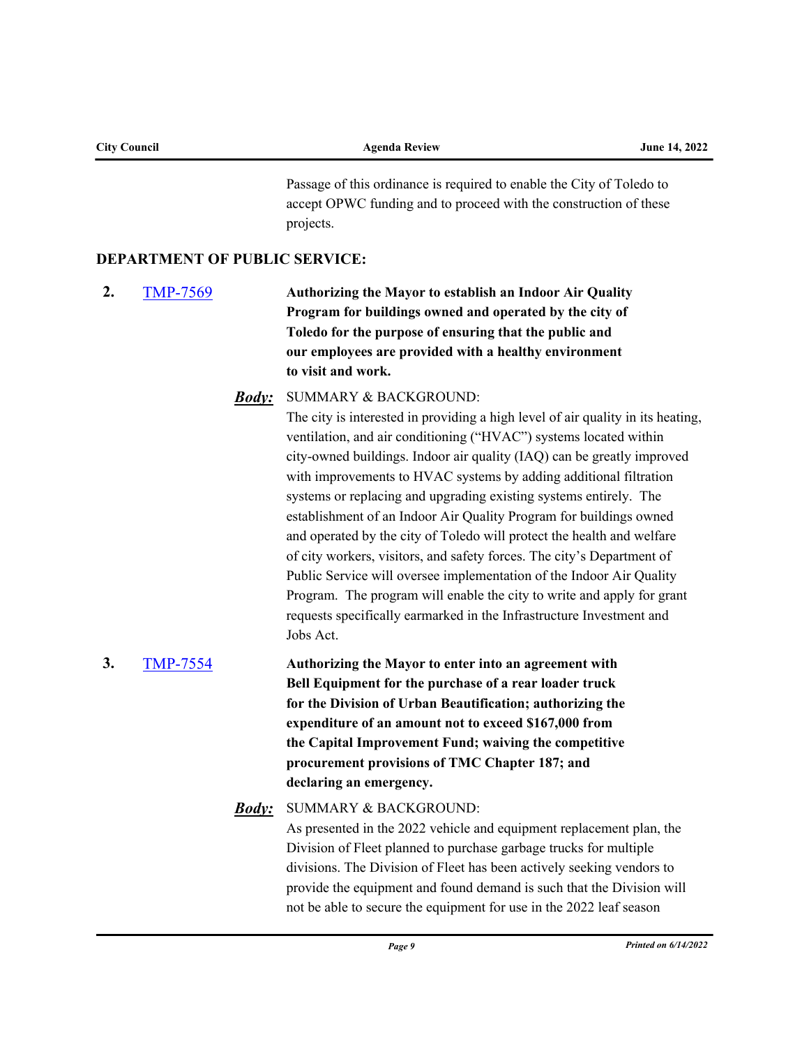Passage of this ordinance is required to enable the City of Toledo to accept OPWC funding and to proceed with the construction of these projects.

## DEPARTMENT OF PUBLIC SERVICE:

**2.** [TMP-7569](TMP-7569) **Authorizing the Mayor to establish an Indoor Air Quality Program for buildings owned and operated by the city of Toledo for the purpose of ensuring that the public and our employees are provided with a healthy environment to visit and work.**

***Body:*** SUMMARY & BACKGROUND:

The city is interested in providing a high level of air quality in its heating, ventilation, and air conditioning ("HVAC") systems located within city-owned buildings. Indoor air quality (IAQ) can be greatly improved with improvements to HVAC systems by adding additional filtration systems or replacing and upgrading existing systems entirely. The establishment of an Indoor Air Quality Program for buildings owned and operated by the city of Toledo will protect the health and welfare of city workers, visitors, and safety forces. The city's Department of Public Service will oversee implementation of the Indoor Air Quality Program. The program will enable the city to write and apply for grant requests specifically earmarked in the Infrastructure Investment and Jobs Act.

**3.** [TMP-7554](TMP-7554) **Authorizing the Mayor to enter into an agreement with Bell Equipment for the purchase of a rear loader truck for the Division of Urban Beautification; authorizing the expenditure of an amount not to exceed $167,000 from the Capital Improvement Fund; waiving the competitive procurement provisions of TMC Chapter 187; and declaring an emergency.**

***Body:*** SUMMARY & BACKGROUND:

As presented in the 2022 vehicle and equipment replacement plan, the Division of Fleet planned to purchase garbage trucks for multiple divisions. The Division of Fleet has been actively seeking vendors to provide the equipment and found demand is such that the Division will not be able to secure the equipment for use in the 2022 leaf season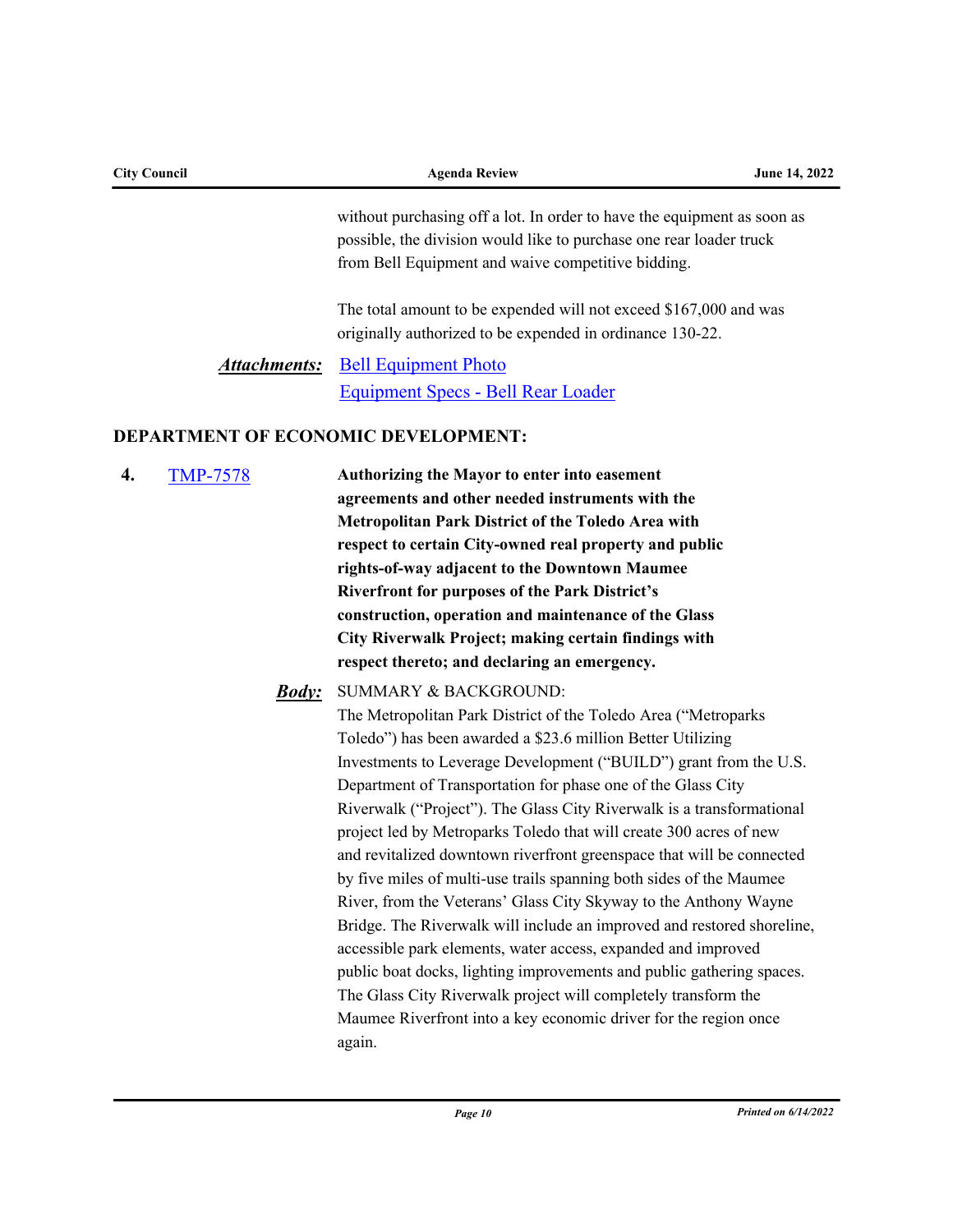without purchasing off a lot. In order to have the equipment as soon as possible, the division would like to purchase one rear loader truck from Bell Equipment and waive competitive bidding.

The total amount to be expended will not exceed $167,000 and was originally authorized to be expended in ordinance 130-22.

***Attachments:*** Bell Equipment Photo
Equipment Specs - Bell Rear Loader

## DEPARTMENT OF ECONOMIC DEVELOPMENT:

**4.** TMP-7578 **Authorizing the Mayor to enter into easement agreements and other needed instruments with the Metropolitan Park District of the Toledo Area with respect to certain City-owned real property and public rights-of-way adjacent to the Downtown Maumee Riverfront for purposes of the Park District's construction, operation and maintenance of the Glass City Riverwalk Project; making certain findings with respect thereto; and declaring an emergency.**

***Body:*** SUMMARY & BACKGROUND:

The Metropolitan Park District of the Toledo Area ("Metroparks Toledo") has been awarded a $23.6 million Better Utilizing Investments to Leverage Development ("BUILD") grant from the U.S. Department of Transportation for phase one of the Glass City Riverwalk ("Project"). The Glass City Riverwalk is a transformational project led by Metroparks Toledo that will create 300 acres of new and revitalized downtown riverfront greenspace that will be connected by five miles of multi-use trails spanning both sides of the Maumee River, from the Veterans' Glass City Skyway to the Anthony Wayne Bridge. The Riverwalk will include an improved and restored shoreline, accessible park elements, water access, expanded and improved public boat docks, lighting improvements and public gathering spaces. The Glass City Riverwalk project will completely transform the Maumee Riverfront into a key economic driver for the region once again.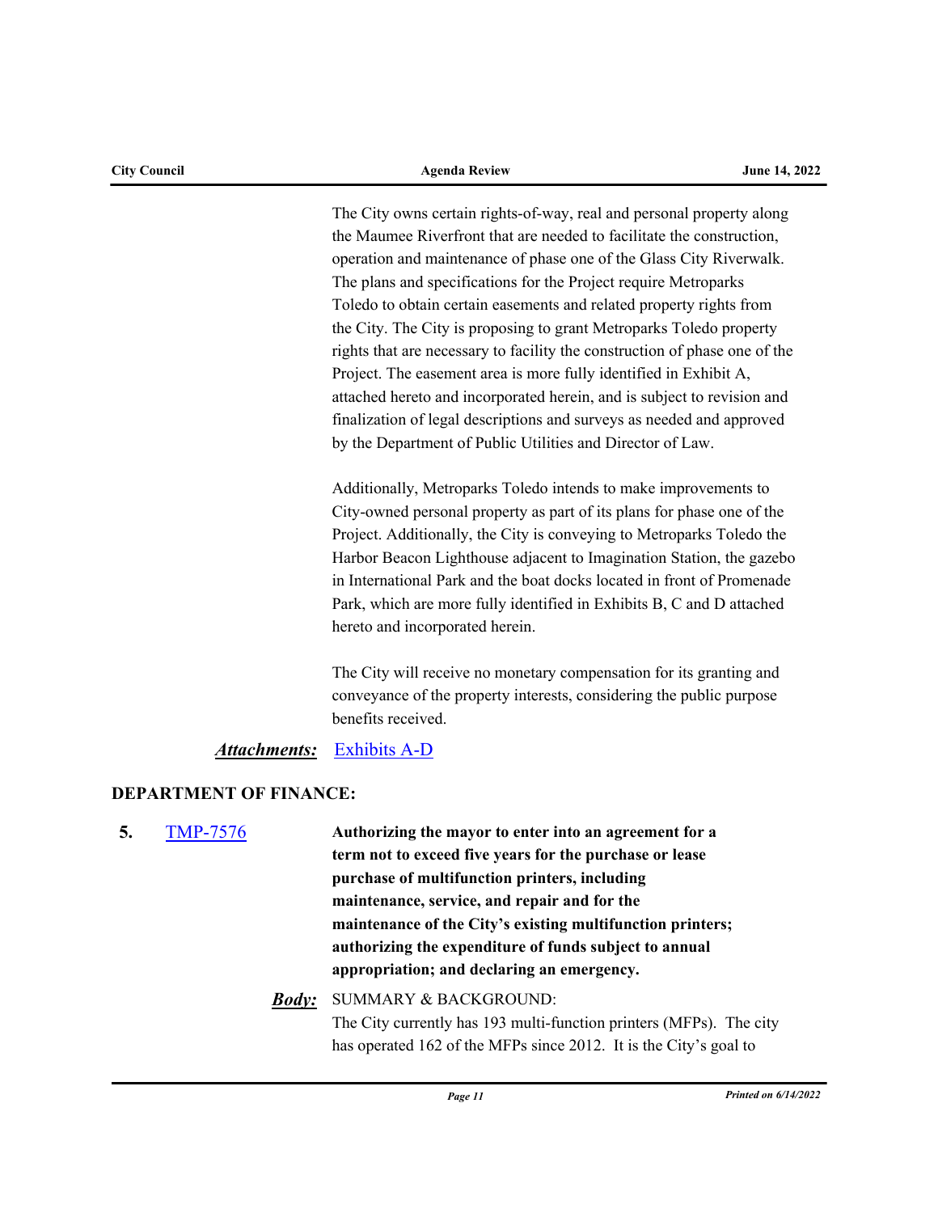The City owns certain rights-of-way, real and personal property along the Maumee Riverfront that are needed to facilitate the construction, operation and maintenance of phase one of the Glass City Riverwalk. The plans and specifications for the Project require Metroparks Toledo to obtain certain easements and related property rights from the City. The City is proposing to grant Metroparks Toledo property rights that are necessary to facility the construction of phase one of the Project. The easement area is more fully identified in Exhibit A, attached hereto and incorporated herein, and is subject to revision and finalization of legal descriptions and surveys as needed and approved by the Department of Public Utilities and Director of Law.

Additionally, Metroparks Toledo intends to make improvements to City-owned personal property as part of its plans for phase one of the Project. Additionally, the City is conveying to Metroparks Toledo the Harbor Beacon Lighthouse adjacent to Imagination Station, the gazebo in International Park and the boat docks located in front of Promenade Park, which are more fully identified in Exhibits B, C and D attached hereto and incorporated herein.

The City will receive no monetary compensation for its granting and conveyance of the property interests, considering the public purpose benefits received.

***Attachments:*** Exhibits A-D

## DEPARTMENT OF FINANCE:

**5.** TMP-7576 **Authorizing the mayor to enter into an agreement for a term not to exceed five years for the purchase or lease purchase of multifunction printers, including maintenance, service, and repair and for the maintenance of the City's existing multifunction printers; authorizing the expenditure of funds subject to annual appropriation; and declaring an emergency.**

***Body:*** SUMMARY & BACKGROUND:
The City currently has 193 multi-function printers (MFPs). The city has operated 162 of the MFPs since 2012. It is the City's goal to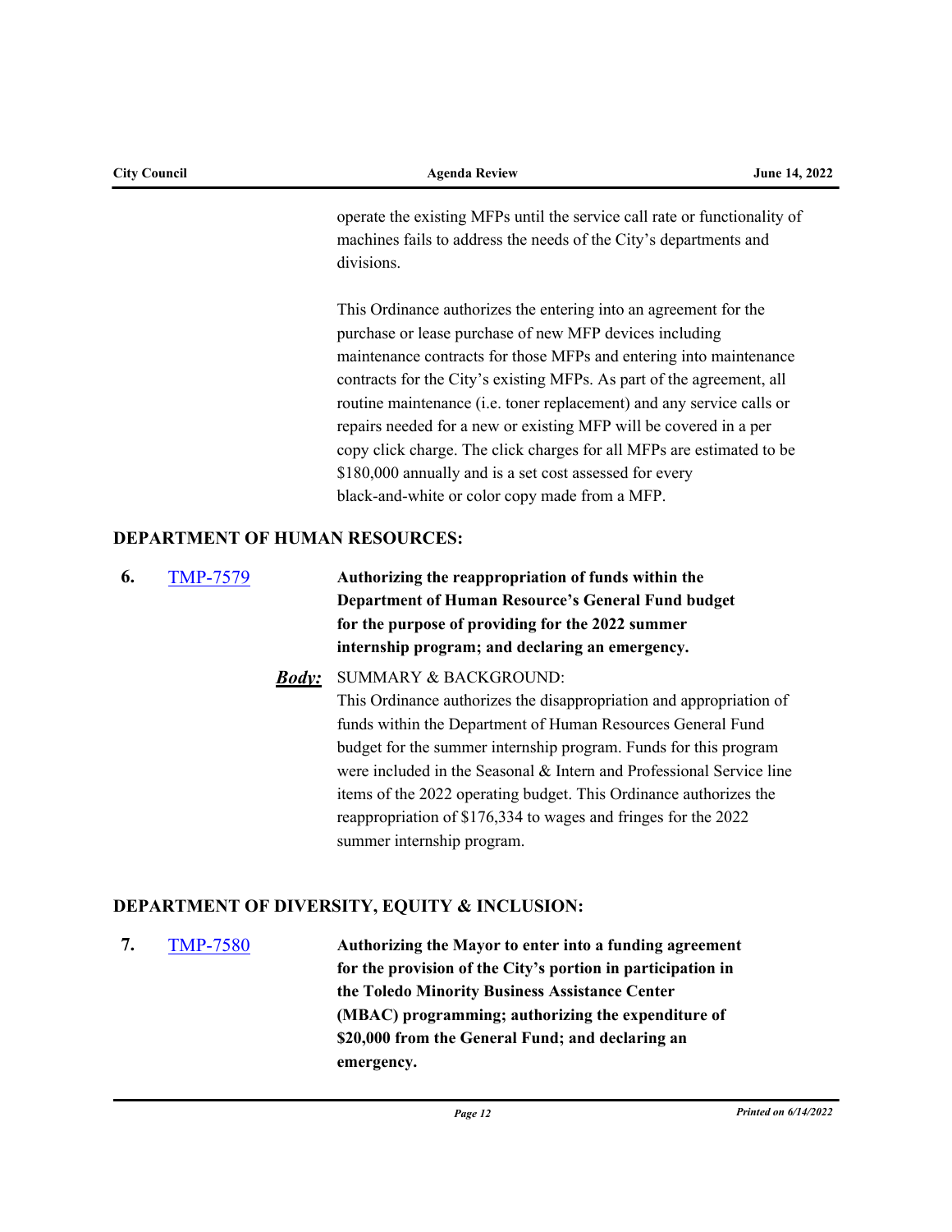operate the existing MFPs until the service call rate or functionality of machines fails to address the needs of the City's departments and divisions.

This Ordinance authorizes the entering into an agreement for the purchase or lease purchase of new MFP devices including maintenance contracts for those MFPs and entering into maintenance contracts for the City's existing MFPs. As part of the agreement, all routine maintenance (i.e. toner replacement) and any service calls or repairs needed for a new or existing MFP will be covered in a per copy click charge. The click charges for all MFPs are estimated to be $180,000 annually and is a set cost assessed for every black-and-white or color copy made from a MFP.

## DEPARTMENT OF HUMAN RESOURCES:

**6.** TMP-7579 **Authorizing the reappropriation of funds within the Department of Human Resource's General Fund budget for the purpose of providing for the 2022 summer internship program; and declaring an emergency.**

***Body:*** SUMMARY & BACKGROUND:
This Ordinance authorizes the disappropriation and appropriation of funds within the Department of Human Resources General Fund budget for the summer internship program. Funds for this program were included in the Seasonal & Intern and Professional Service line items of the 2022 operating budget. This Ordinance authorizes the reappropriation of $176,334 to wages and fringes for the 2022 summer internship program.

## DEPARTMENT OF DIVERSITY, EQUITY & INCLUSION:

**7.** TMP-7580 **Authorizing the Mayor to enter into a funding agreement for the provision of the City's portion in participation in the Toledo Minority Business Assistance Center (MBAC) programming; authorizing the expenditure of $20,000 from the General Fund; and declaring an emergency.**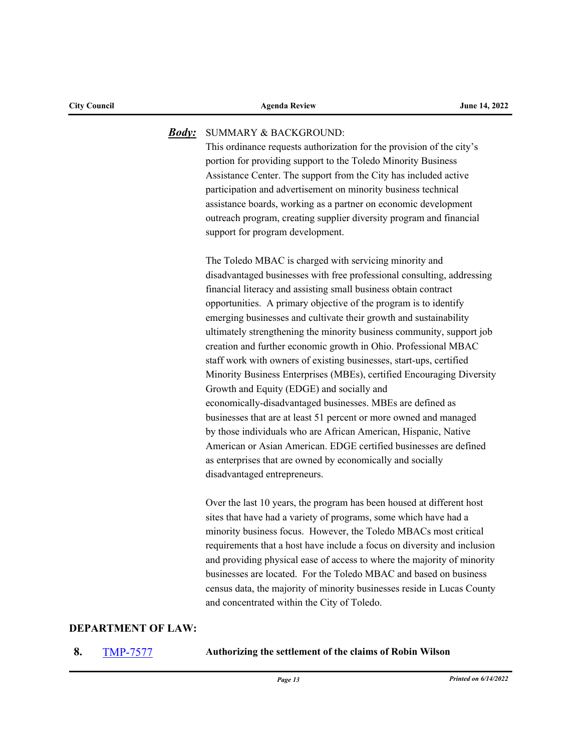***Body:*** SUMMARY & BACKGROUND:

This ordinance requests authorization for the provision of the city's portion for providing support to the Toledo Minority Business Assistance Center. The support from the City has included active participation and advertisement on minority business technical assistance boards, working as a partner on economic development outreach program, creating supplier diversity program and financial support for program development.

The Toledo MBAC is charged with servicing minority and disadvantaged businesses with free professional consulting, addressing financial literacy and assisting small business obtain contract opportunities. A primary objective of the program is to identify emerging businesses and cultivate their growth and sustainability ultimately strengthening the minority business community, support job creation and further economic growth in Ohio. Professional MBAC staff work with owners of existing businesses, start-ups, certified Minority Business Enterprises (MBEs), certified Encouraging Diversity Growth and Equity (EDGE) and socially and economically-disadvantaged businesses. MBEs are defined as businesses that are at least 51 percent or more owned and managed by those individuals who are African American, Hispanic, Native American or Asian American. EDGE certified businesses are defined as enterprises that are owned by economically and socially disadvantaged entrepreneurs.

Over the last 10 years, the program has been housed at different host sites that have had a variety of programs, some which have had a minority business focus. However, the Toledo MBACs most critical requirements that a host have include a focus on diversity and inclusion and providing physical ease of access to where the majority of minority businesses are located. For the Toledo MBAC and based on business census data, the majority of minority businesses reside in Lucas County and concentrated within the City of Toledo.

## DEPARTMENT OF LAW:

**8.** TMP-7577 **Authorizing the settlement of the claims of Robin Wilson**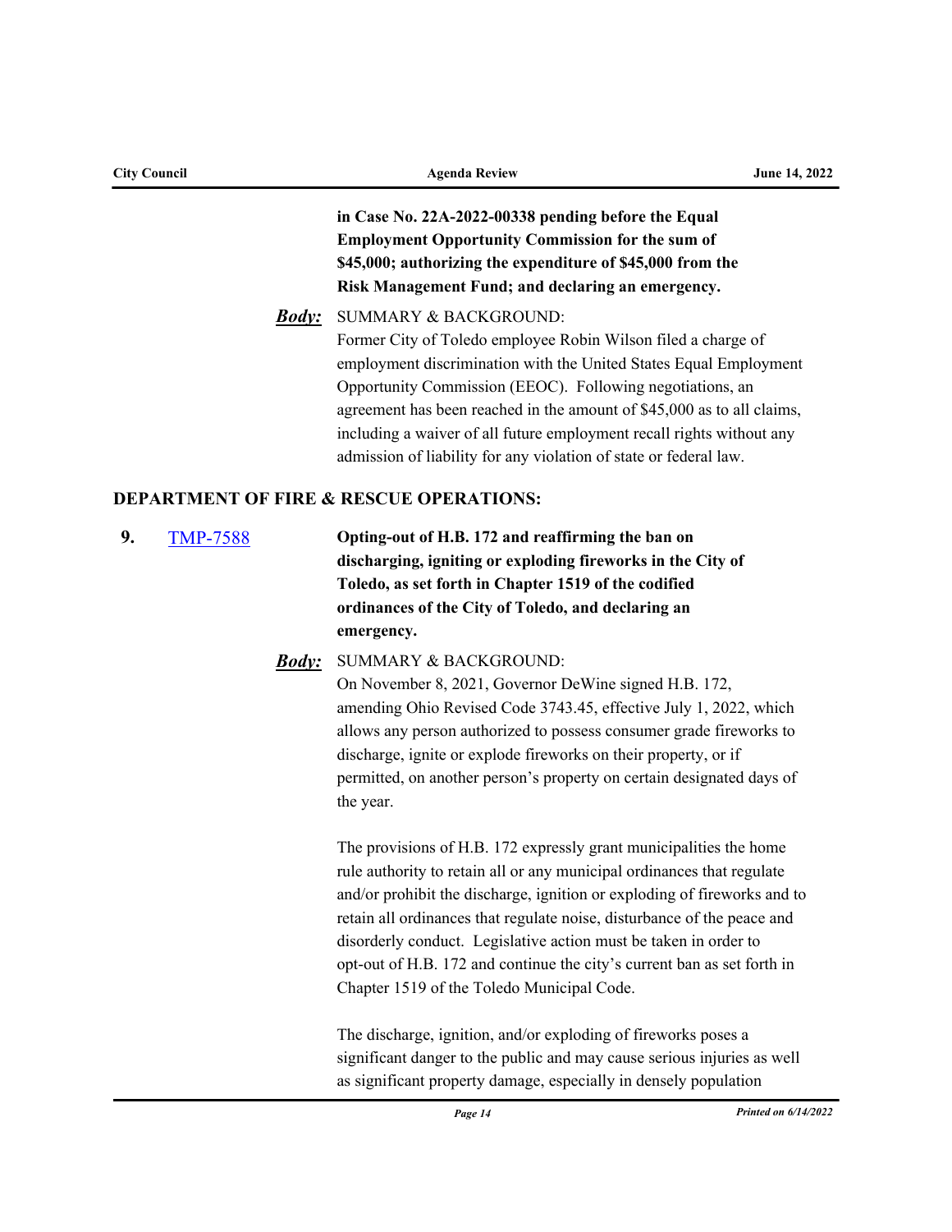**in Case No. 22A-2022-00338 pending before the Equal Employment Opportunity Commission for the sum of $45,000; authorizing the expenditure of $45,000 from the Risk Management Fund; and declaring an emergency.**

***Body:*** SUMMARY & BACKGROUND:
Former City of Toledo employee Robin Wilson filed a charge of employment discrimination with the United States Equal Employment Opportunity Commission (EEOC). Following negotiations, an agreement has been reached in the amount of $45,000 as to all claims, including a waiver of all future employment recall rights without any admission of liability for any violation of state or federal law.

## DEPARTMENT OF FIRE & RESCUE OPERATIONS:

**9.** [TMP-7588] **Opting-out of H.B. 172 and reaffirming the ban on discharging, igniting or exploding fireworks in the City of Toledo, as set forth in Chapter 1519 of the codified ordinances of the City of Toledo, and declaring an emergency.**

***Body:*** SUMMARY & BACKGROUND:
On November 8, 2021, Governor DeWine signed H.B. 172, amending Ohio Revised Code 3743.45, effective July 1, 2022, which allows any person authorized to possess consumer grade fireworks to discharge, ignite or explode fireworks on their property, or if permitted, on another person's property on certain designated days of the year.

The provisions of H.B. 172 expressly grant municipalities the home rule authority to retain all or any municipal ordinances that regulate and/or prohibit the discharge, ignition or exploding of fireworks and to retain all ordinances that regulate noise, disturbance of the peace and disorderly conduct. Legislative action must be taken in order to opt-out of H.B. 172 and continue the city's current ban as set forth in Chapter 1519 of the Toledo Municipal Code.

The discharge, ignition, and/or exploding of fireworks poses a significant danger to the public and may cause serious injuries as well as significant property damage, especially in densely population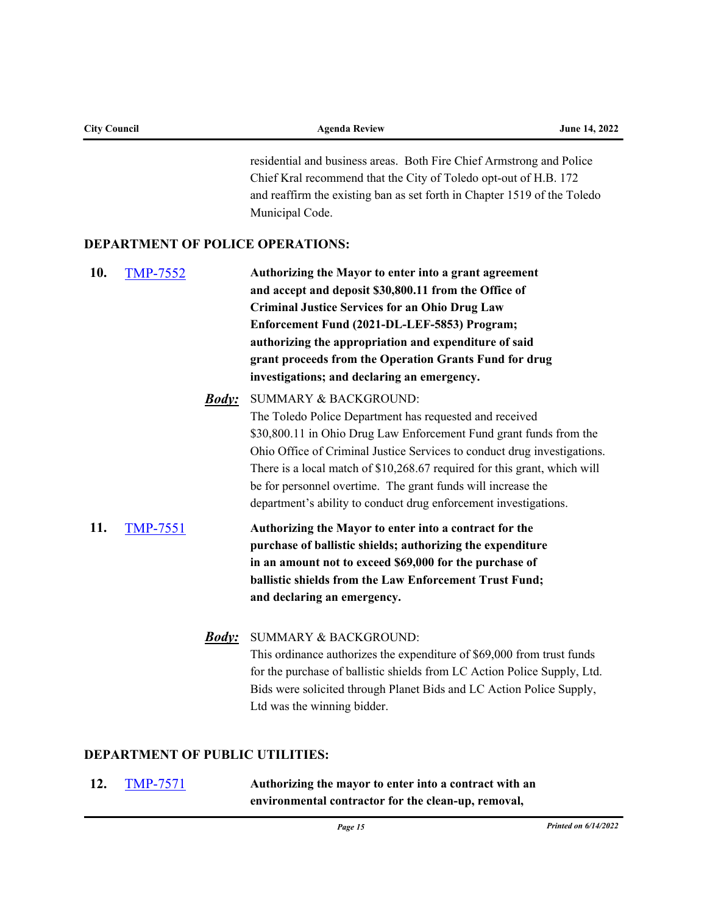residential and business areas. Both Fire Chief Armstrong and Police Chief Kral recommend that the City of Toledo opt-out of H.B. 172 and reaffirm the existing ban as set forth in Chapter 1519 of the Toledo Municipal Code.

## DEPARTMENT OF POLICE OPERATIONS:

**10.** [TMP-7552](TMP-7552)

**Authorizing the Mayor to enter into a grant agreement and accept and deposit $30,800.11 from the Office of Criminal Justice Services for an Ohio Drug Law Enforcement Fund (2021-DL-LEF-5853) Program; authorizing the appropriation and expenditure of said grant proceeds from the Operation Grants Fund for drug investigations; and declaring an emergency.**

***Body:*** SUMMARY & BACKGROUND:

The Toledo Police Department has requested and received $30,800.11 in Ohio Drug Law Enforcement Fund grant funds from the Ohio Office of Criminal Justice Services to conduct drug investigations. There is a local match of $10,268.67 required for this grant, which will be for personnel overtime. The grant funds will increase the department's ability to conduct drug enforcement investigations.

**11.** [TMP-7551](TMP-7551)

**Authorizing the Mayor to enter into a contract for the purchase of ballistic shields; authorizing the expenditure in an amount not to exceed $69,000 for the purchase of ballistic shields from the Law Enforcement Trust Fund; and declaring an emergency.**

***Body:*** SUMMARY & BACKGROUND:

This ordinance authorizes the expenditure of $69,000 from trust funds for the purchase of ballistic shields from LC Action Police Supply, Ltd. Bids were solicited through Planet Bids and LC Action Police Supply, Ltd was the winning bidder.

## DEPARTMENT OF PUBLIC UTILITIES:

**12.** [TMP-7571](TMP-7571)

**Authorizing the mayor to enter into a contract with an environmental contractor for the clean-up, removal,**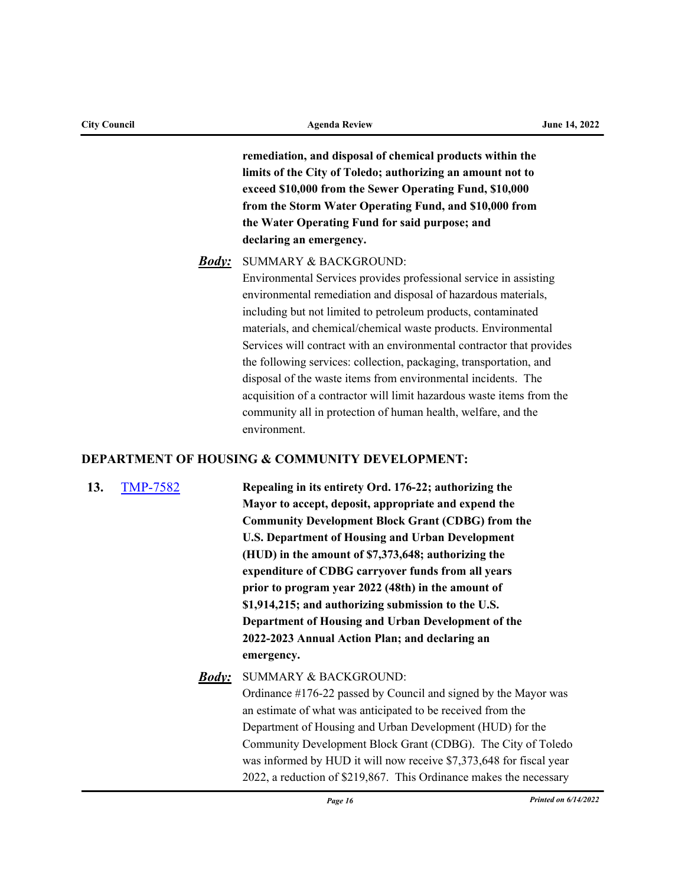**remediation, and disposal of chemical products within the limits of the City of Toledo; authorizing an amount not to exceed $10,000 from the Sewer Operating Fund, $10,000 from the Storm Water Operating Fund, and $10,000 from the Water Operating Fund for said purpose; and declaring an emergency.**

***Body:*** SUMMARY & BACKGROUND:
Environmental Services provides professional service in assisting environmental remediation and disposal of hazardous materials, including but not limited to petroleum products, contaminated materials, and chemical/chemical waste products. Environmental Services will contract with an environmental contractor that provides the following services: collection, packaging, transportation, and disposal of the waste items from environmental incidents. The acquisition of a contractor will limit hazardous waste items from the community all in protection of human health, welfare, and the environment.

## DEPARTMENT OF HOUSING & COMMUNITY DEVELOPMENT:

**13.** TMP-7582

**Repealing in its entirety Ord. 176-22; authorizing the Mayor to accept, deposit, appropriate and expend the Community Development Block Grant (CDBG) from the U.S. Department of Housing and Urban Development (HUD) in the amount of $7,373,648; authorizing the expenditure of CDBG carryover funds from all years prior to program year 2022 (48th) in the amount of $1,914,215; and authorizing submission to the U.S. Department of Housing and Urban Development of the 2022-2023 Annual Action Plan; and declaring an emergency.**

***Body:*** SUMMARY & BACKGROUND:
Ordinance #176-22 passed by Council and signed by the Mayor was an estimate of what was anticipated to be received from the Department of Housing and Urban Development (HUD) for the Community Development Block Grant (CDBG). The City of Toledo was informed by HUD it will now receive $7,373,648 for fiscal year 2022, a reduction of $219,867. This Ordinance makes the necessary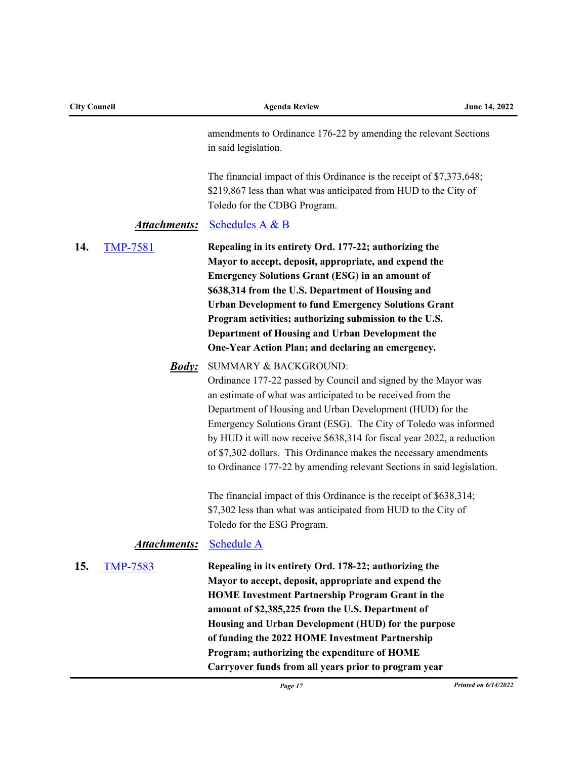amendments to Ordinance 176-22 by amending the relevant Sections in said legislation.

The financial impact of this Ordinance is the receipt of $7,373,648; $219,867 less than what was anticipated from HUD to the City of Toledo for the CDBG Program.

***Attachments:*** Schedules A & B

**14.** TMP-7581 **Repealing in its entirety Ord. 177-22; authorizing the Mayor to accept, deposit, appropriate, and expend the Emergency Solutions Grant (ESG) in an amount of $638,314 from the U.S. Department of Housing and Urban Development to fund Emergency Solutions Grant Program activities; authorizing submission to the U.S. Department of Housing and Urban Development the One-Year Action Plan; and declaring an emergency.**

***Body:***

SUMMARY & BACKGROUND:
Ordinance 177-22 passed by Council and signed by the Mayor was an estimate of what was anticipated to be received from the Department of Housing and Urban Development (HUD) for the Emergency Solutions Grant (ESG). The City of Toledo was informed by HUD it will now receive $638,314 for fiscal year 2022, a reduction of $7,302 dollars. This Ordinance makes the necessary amendments to Ordinance 177-22 by amending relevant Sections in said legislation.

The financial impact of this Ordinance is the receipt of $638,314; $7,302 less than what was anticipated from HUD to the City of Toledo for the ESG Program.

***Attachments:*** Schedule A

**15.** TMP-7583 **Repealing in its entirety Ord. 178-22; authorizing the Mayor to accept, deposit, appropriate and expend the HOME Investment Partnership Program Grant in the amount of $2,385,225 from the U.S. Department of Housing and Urban Development (HUD) for the purpose of funding the 2022 HOME Investment Partnership Program; authorizing the expenditure of HOME Carryover funds from all years prior to program year**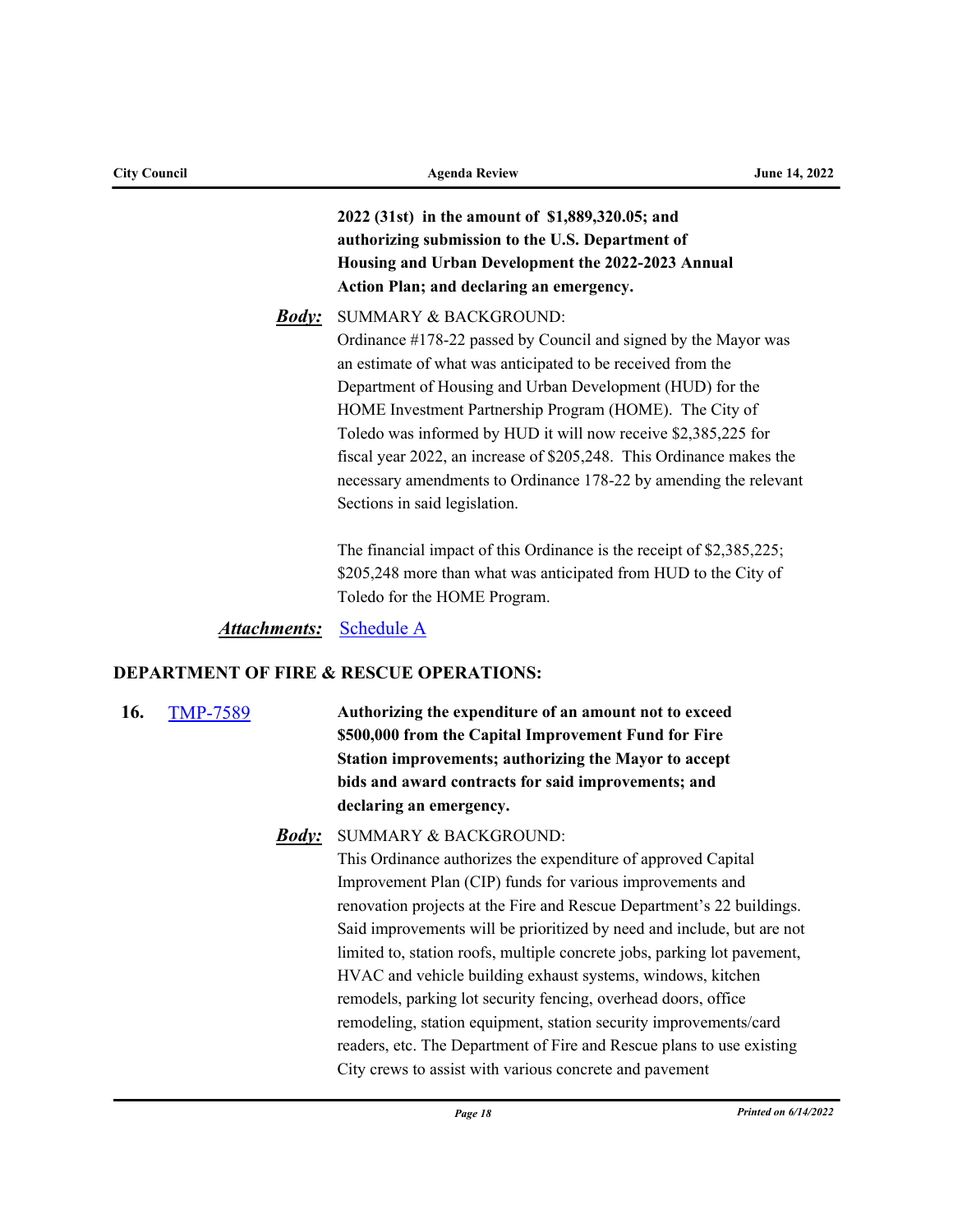**2022 (31st) in the amount of $1,889,320.05; and authorizing submission to the U.S. Department of Housing and Urban Development the 2022-2023 Annual Action Plan; and declaring an emergency.**

***Body:*** SUMMARY & BACKGROUND:
Ordinance #178-22 passed by Council and signed by the Mayor was an estimate of what was anticipated to be received from the Department of Housing and Urban Development (HUD) for the HOME Investment Partnership Program (HOME). The City of Toledo was informed by HUD it will now receive $2,385,225 for fiscal year 2022, an increase of $205,248. This Ordinance makes the necessary amendments to Ordinance 178-22 by amending the relevant Sections in said legislation.

The financial impact of this Ordinance is the receipt of $2,385,225; $205,248 more than what was anticipated from HUD to the City of Toledo for the HOME Program.

***Attachments:*** Schedule A

**DEPARTMENT OF FIRE & RESCUE OPERATIONS:**

**16.** TMP-7589 **Authorizing the expenditure of an amount not to exceed $500,000 from the Capital Improvement Fund for Fire Station improvements; authorizing the Mayor to accept bids and award contracts for said improvements; and declaring an emergency.**

***Body:*** SUMMARY & BACKGROUND:
This Ordinance authorizes the expenditure of approved Capital Improvement Plan (CIP) funds for various improvements and renovation projects at the Fire and Rescue Department's 22 buildings. Said improvements will be prioritized by need and include, but are not limited to, station roofs, multiple concrete jobs, parking lot pavement, HVAC and vehicle building exhaust systems, windows, kitchen remodels, parking lot security fencing, overhead doors, office remodeling, station equipment, station security improvements/card readers, etc. The Department of Fire and Rescue plans to use existing City crews to assist with various concrete and pavement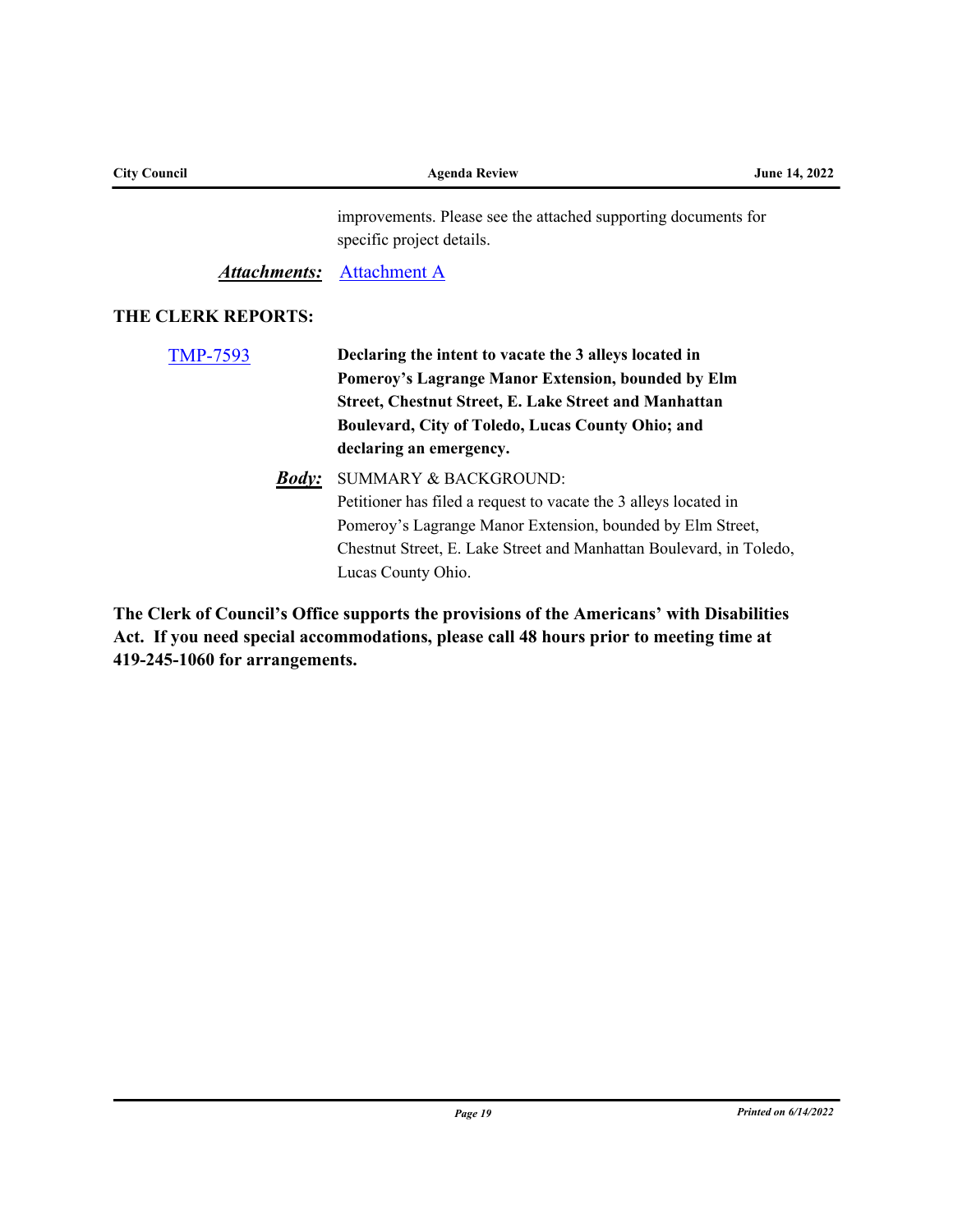improvements. Please see the attached supporting documents for specific project details.

***Attachments:*** Attachment A

## THE CLERK REPORTS:

TMP-7593

**Declaring the intent to vacate the 3 alleys located in Pomeroy's Lagrange Manor Extension, bounded by Elm Street, Chestnut Street, E. Lake Street and Manhattan Boulevard, City of Toledo, Lucas County Ohio; and declaring an emergency.**

***Body:*** SUMMARY & BACKGROUND:
Petitioner has filed a request to vacate the 3 alleys located in Pomeroy's Lagrange Manor Extension, bounded by Elm Street, Chestnut Street, E. Lake Street and Manhattan Boulevard, in Toledo, Lucas County Ohio.

**The Clerk of Council's Office supports the provisions of the Americans' with Disabilities Act. If you need special accommodations, please call 48 hours prior to meeting time at 419-245-1060 for arrangements.**